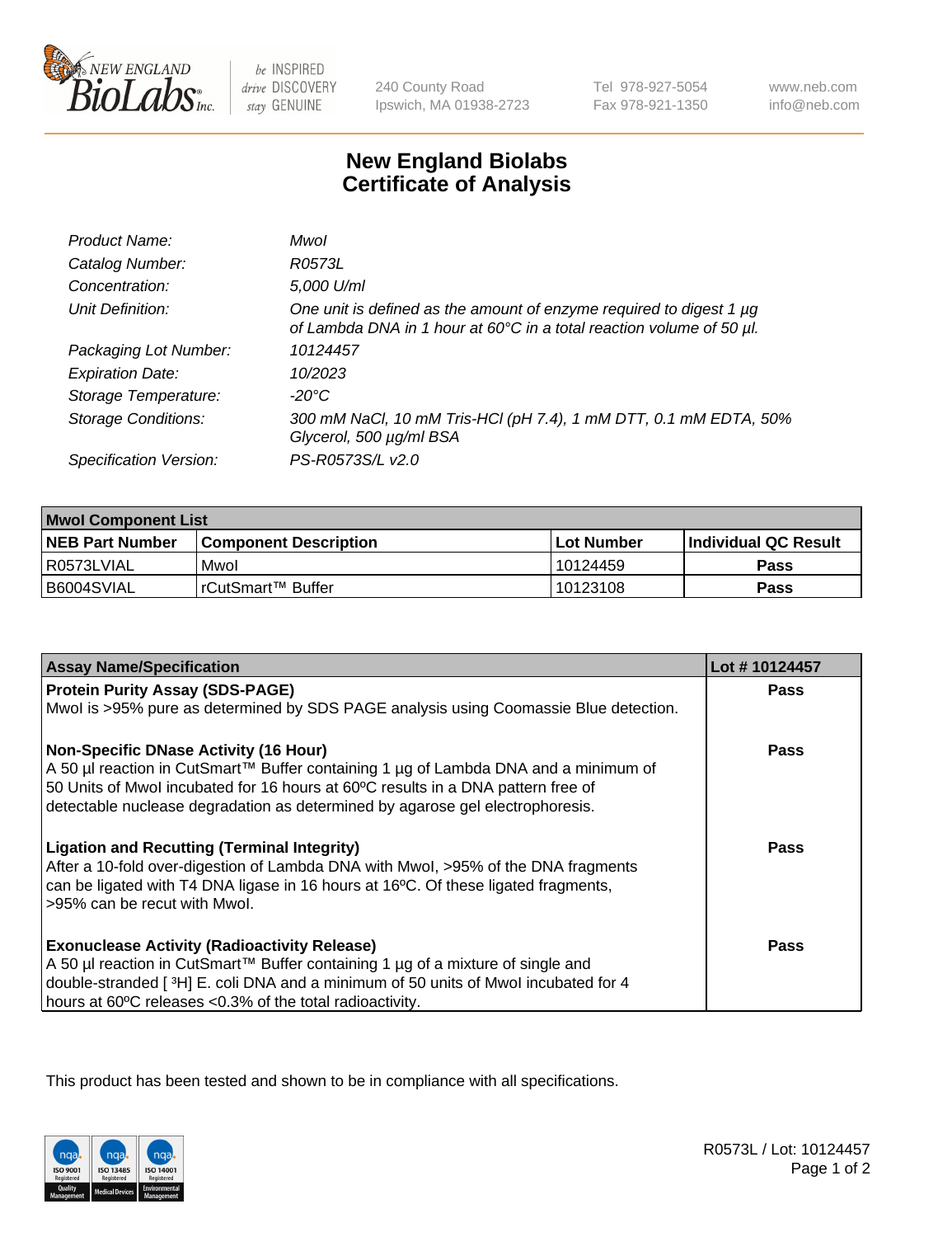# New England Biolabs Certificate of Analysis

| | |
|---|---|
| *Product Name:* | *MwoI* |
| *Catalog Number:* | *R0573L* |
| *Concentration:* | *5,000 U/ml* |
| *Unit Definition:* | *One unit is defined as the amount of enzyme required to digest 1 µg of Lambda DNA in 1 hour at 60°C in a total reaction volume of 50 µl.* |
| *Packaging Lot Number:* | *10124457* |
| *Expiration Date:* | *10/2023* |
| *Storage Temperature:* | *-20°C* |
| *Storage Conditions:* | *300 mM NaCl, 10 mM Tris-HCl (pH 7.4), 1 mM DTT, 0.1 mM EDTA, 50% Glycerol, 500 µg/ml BSA* |
| *Specification Version:* | *PS-R0573S/L v2.0* |

| MwoI Component List | | | |
|---|---|---|---|
| **NEB Part Number** | **Component Description** | **Lot Number** | **Individual QC Result** |
| R0573LVIAL | MwoI | 10124459 | **Pass** |
| B6004SVIAL | rCutSmart™ Buffer | 10123108 | **Pass** |

| Assay Name/Specification | Lot # 10124457 |
|---|---|
| **Protein Purity Assay (SDS-PAGE)**<br>MwoI is >95% pure as determined by SDS PAGE analysis using Coomassie Blue detection. | **Pass** |
| **Non-Specific DNase Activity (16 Hour)**<br>A 50 µl reaction in CutSmart™ Buffer containing 1 µg of Lambda DNA and a minimum of 50 Units of MwoI incubated for 16 hours at 60ºC results in a DNA pattern free of detectable nuclease degradation as determined by agarose gel electrophoresis. | **Pass** |
| **Ligation and Recutting (Terminal Integrity)**<br>After a 10-fold over-digestion of Lambda DNA with MwoI, >95% of the DNA fragments can be ligated with T4 DNA ligase in 16 hours at 16ºC. Of these ligated fragments, >95% can be recut with MwoI. | **Pass** |
| **Exonuclease Activity (Radioactivity Release)**<br>A 50 µl reaction in CutSmart™ Buffer containing 1 µg of a mixture of single and double-stranded [ $^{3}$H] E. coli DNA and a minimum of 50 units of MwoI incubated for 4 hours at 60ºC releases <0.3% of the total radioactivity. | **Pass** |

This product has been tested and shown to be in compliance with all specifications.

R0573L / Lot: 10124457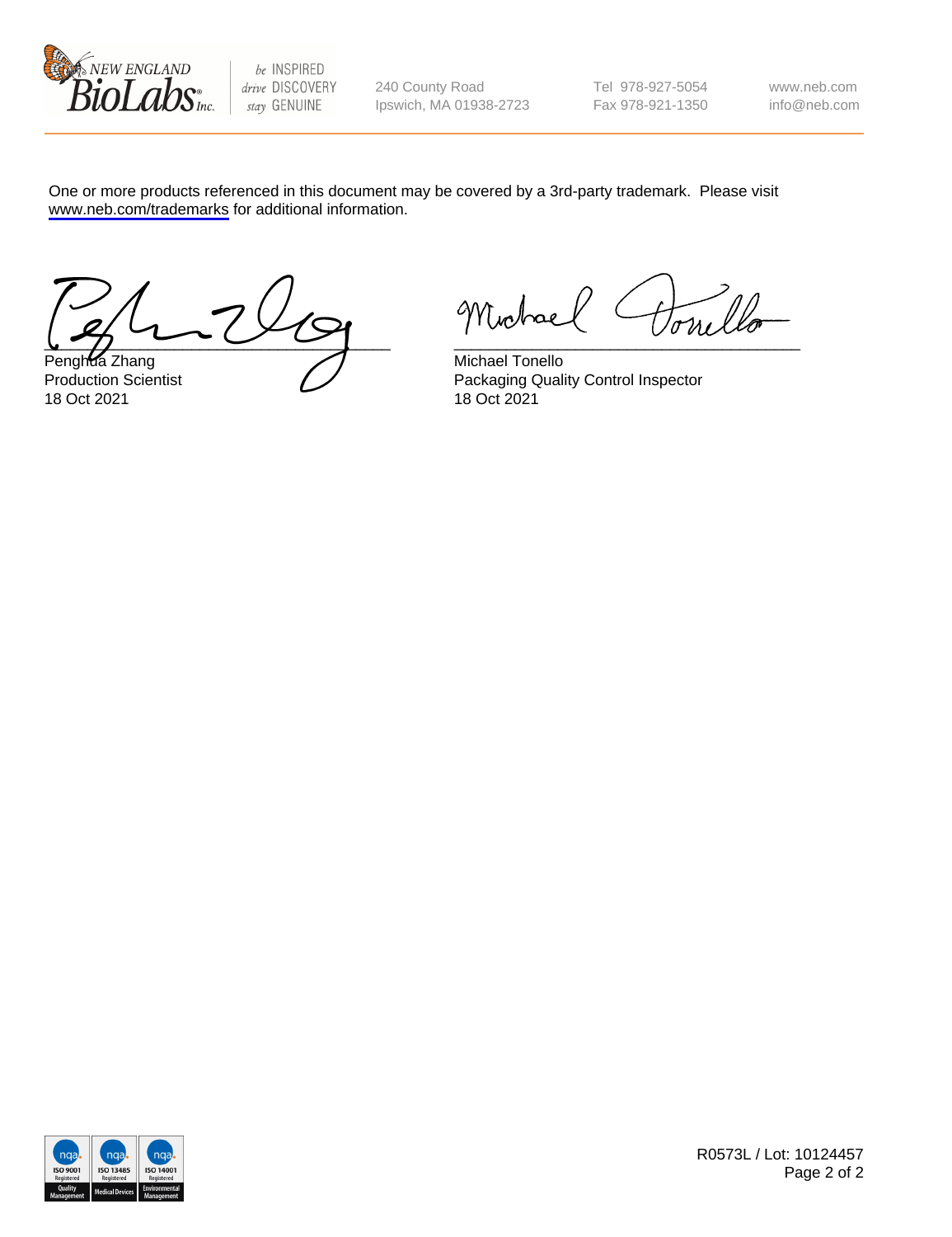One or more products referenced in this document may be covered by a 3rd-party trademark. Please visit www.neb.com/trademarks for additional information.

Penghua Zhang
Production Scientist
18 Oct 2021

Michael Tonello
Packaging Quality Control Inspector
18 Oct 2021

R0573L / Lot: 10124457